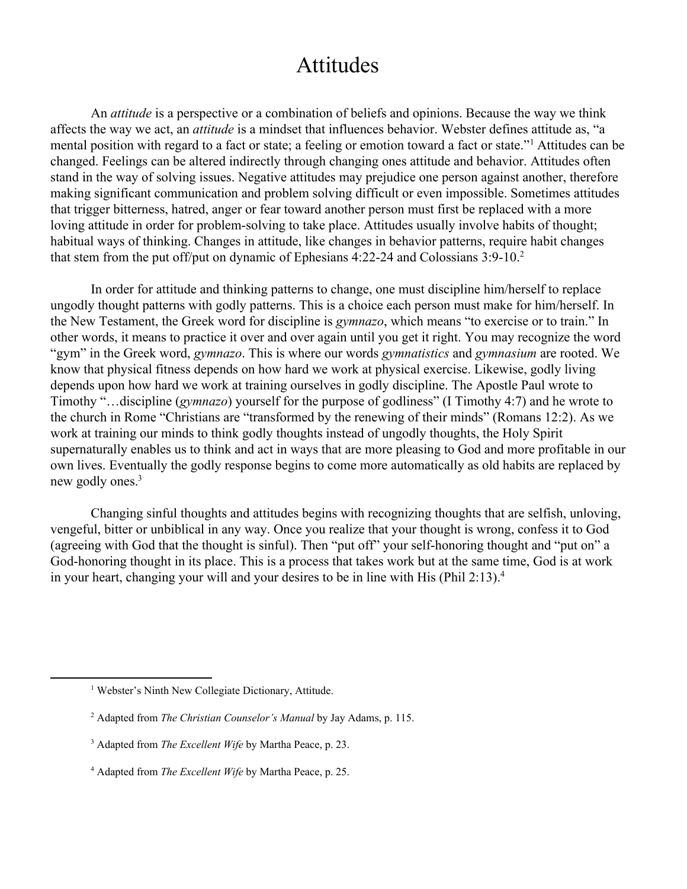# Attitudes

An *attitude* is a perspective or a combination of beliefs and opinions. Because the way we think affects the way we act, an *attitude* is a mindset that influences behavior. Webster defines attitude as, "a mental position with regard to a fact or state; a feeling or emotion toward a fact or state."[1] Attitudes can be changed. Feelings can be altered indirectly through changing ones attitude and behavior. Attitudes often stand in the way of solving issues. Negative attitudes may prejudice one person against another, therefore making significant communication and problem solving difficult or even impossible. Sometimes attitudes that trigger bitterness, hatred, anger or fear toward another person must first be replaced with a more loving attitude in order for problem-solving to take place. Attitudes usually involve habits of thought; habitual ways of thinking. Changes in attitude, like changes in behavior patterns, require habit changes that stem from the put off/put on dynamic of Ephesians 4:22-24 and Colossians 3:9-10.[2]

In order for attitude and thinking patterns to change, one must discipline him/herself to replace ungodly thought patterns with godly patterns. This is a choice each person must make for him/herself. In the New Testament, the Greek word for discipline is *gymnazo*, which means "to exercise or to train." In other words, it means to practice it over and over again until you get it right. You may recognize the word "gym" in the Greek word, *gymnazo*. This is where our words *gymnatistics* and *gymnasium* are rooted. We know that physical fitness depends on how hard we work at physical exercise. Likewise, godly living depends upon how hard we work at training ourselves in godly discipline. The Apostle Paul wrote to Timothy "…discipline (*gymnazo*) yourself for the purpose of godliness" (I Timothy 4:7) and he wrote to the church in Rome "Christians are "transformed by the renewing of their minds" (Romans 12:2). As we work at training our minds to think godly thoughts instead of ungodly thoughts, the Holy Spirit supernaturally enables us to think and act in ways that are more pleasing to God and more profitable in our own lives. Eventually the godly response begins to come more automatically as old habits are replaced by new godly ones.[3]

Changing sinful thoughts and attitudes begins with recognizing thoughts that are selfish, unloving, vengeful, bitter or unbiblical in any way. Once you realize that your thought is wrong, confess it to God (agreeing with God that the thought is sinful). Then "put off" your self-honoring thought and "put on" a God-honoring thought in its place. This is a process that takes work but at the same time, God is at work in your heart, changing your will and your desires to be in line with His (Phil 2:13).[4]

---

[1] Webster's Ninth New Collegiate Dictionary, Attitude.

[2] Adapted from *The Christian Counselor's Manual* by Jay Adams, p. 115.

[3] Adapted from *The Excellent Wife* by Martha Peace, p. 23.

[4] Adapted from *The Excellent Wife* by Martha Peace, p. 25.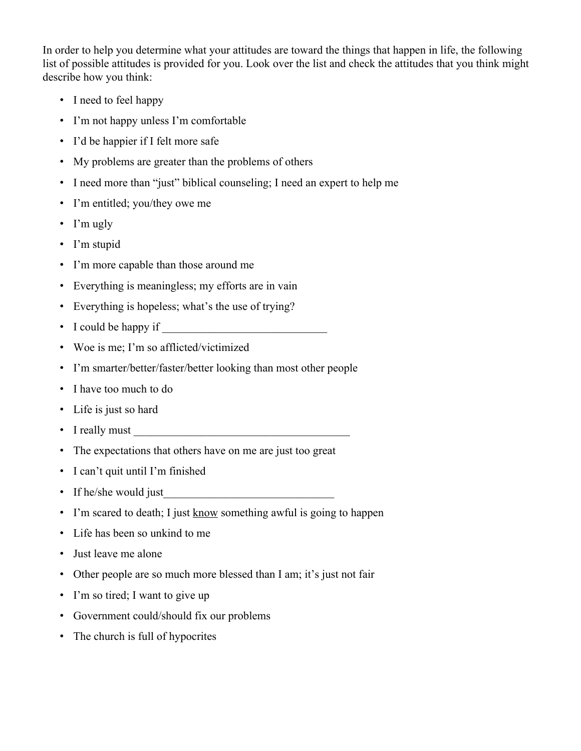In order to help you determine what your attitudes are toward the things that happen in life, the following list of possible attitudes is provided for you. Look over the list and check the attitudes that you think might describe how you think:

- I need to feel happy
- I'm not happy unless I'm comfortable
- I'd be happier if I felt more safe
- My problems are greater than the problems of others
- I need more than "just" biblical counseling; I need an expert to help me
- I'm entitled; you/they owe me
- I'm ugly
- I'm stupid
- I'm more capable than those around me
- Everything is meaningless; my efforts are in vain
- Everything is hopeless; what's the use of trying?
- I could be happy if ______________________________
- Woe is me; I'm so afflicted/victimized
- I'm smarter/better/faster/better looking than most other people
- I have too much to do
- Life is just so hard
- I really must _______________________________________
- The expectations that others have on me are just too great
- I can't quit until I'm finished
- If he/she would just_______________________________
- I'm scared to death; I just <u>know</u> something awful is going to happen
- Life has been so unkind to me
- Just leave me alone
- Other people are so much more blessed than I am; it's just not fair
- I'm so tired; I want to give up
- Government could/should fix our problems
- The church is full of hypocrites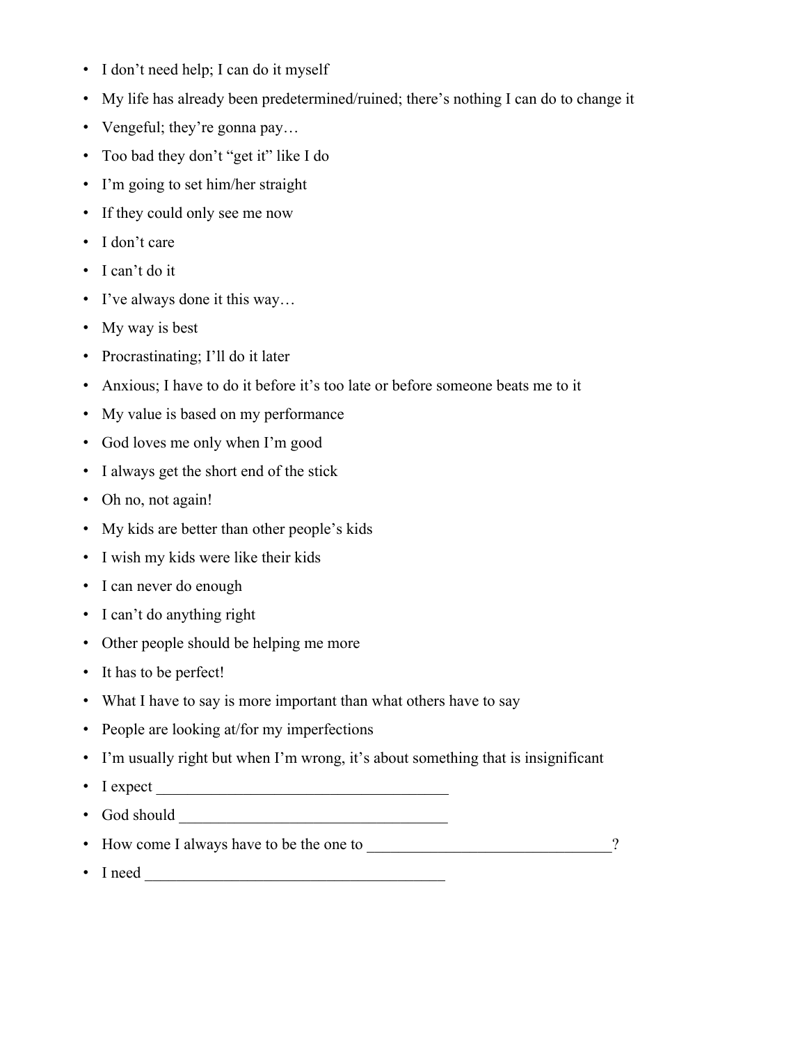- I don't need help; I can do it myself
- My life has already been predetermined/ruined; there's nothing I can do to change it
- Vengeful; they're gonna pay…
- Too bad they don't "get it" like I do
- I'm going to set him/her straight
- If they could only see me now
- I don't care
- I can't do it
- I've always done it this way…
- My way is best
- Procrastinating; I'll do it later
- Anxious; I have to do it before it's too late or before someone beats me to it
- My value is based on my performance
- God loves me only when I'm good
- I always get the short end of the stick
- Oh no, not again!
- My kids are better than other people's kids
- I wish my kids were like their kids
- I can never do enough
- I can't do anything right
- Other people should be helping me more
- It has to be perfect!
- What I have to say is more important than what others have to say
- People are looking at/for my imperfections
- I'm usually right but when I'm wrong, it's about something that is insignificant
- I expect ______________________________________
- God should ___________________________________
- How come I always have to be the one to ________________________________?
- I need _______________________________________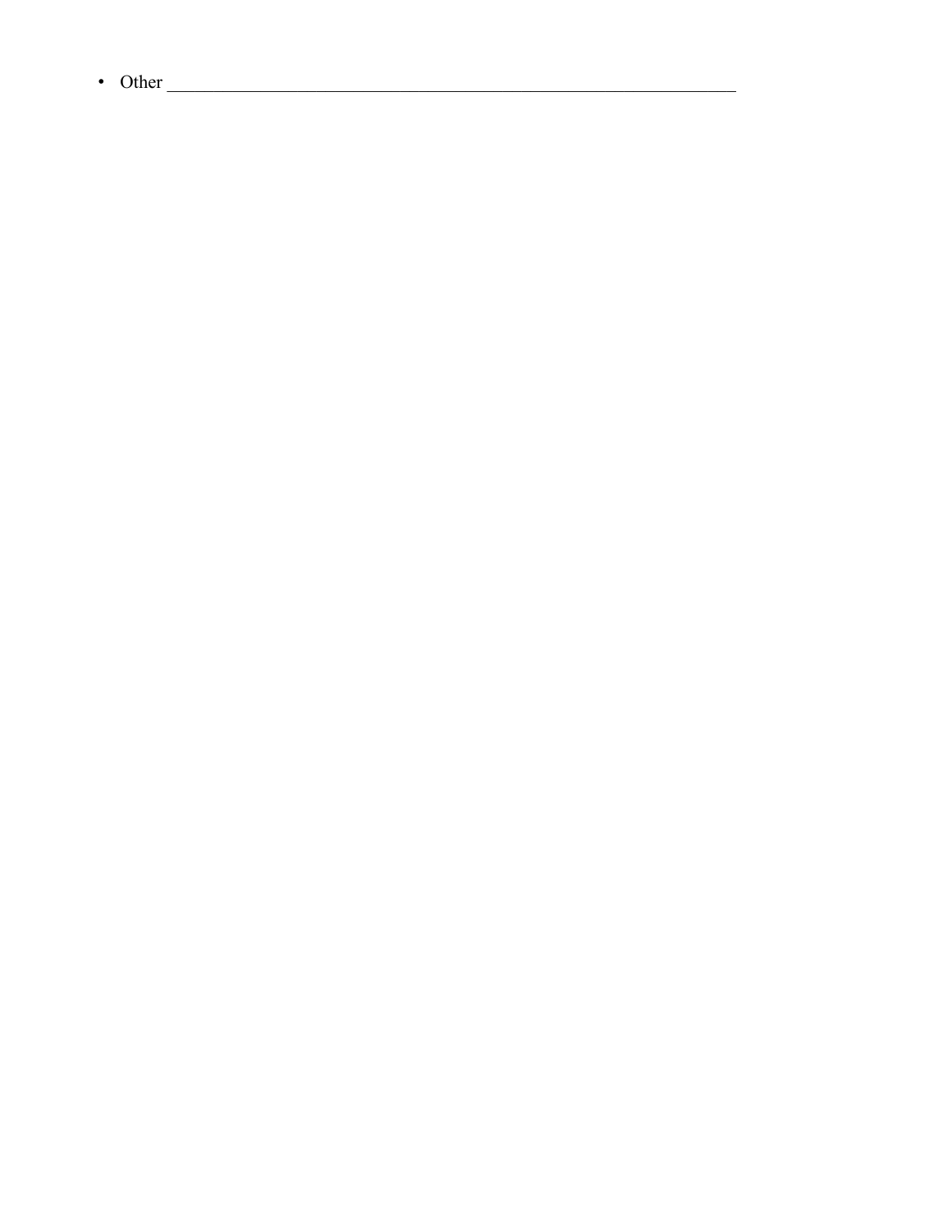- Other ___________________________________________________________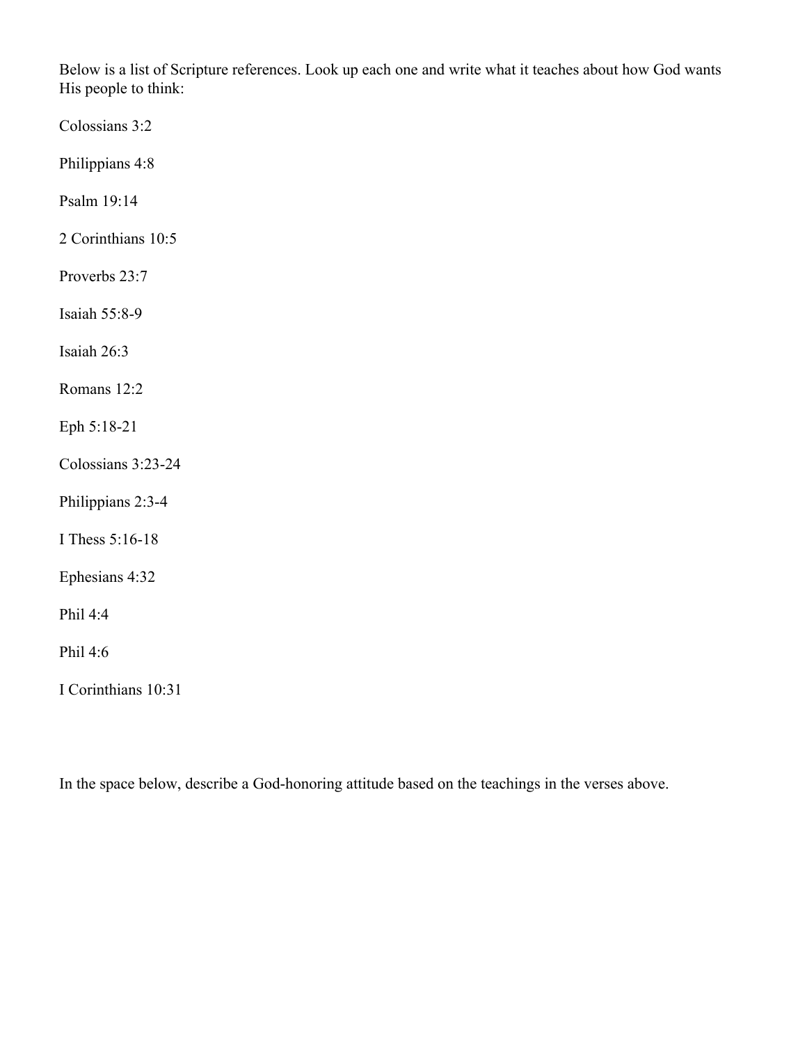Below is a list of Scripture references. Look up each one and write what it teaches about how God wants His people to think:

Colossians 3:2

Philippians 4:8

Psalm 19:14

2 Corinthians 10:5

Proverbs 23:7

Isaiah 55:8-9

Isaiah 26:3

Romans 12:2

Eph 5:18-21

Colossians 3:23-24

Philippians 2:3-4

I Thess 5:16-18

Ephesians 4:32

Phil 4:4

Phil 4:6

I Corinthians 10:31

In the space below, describe a God-honoring attitude based on the teachings in the verses above.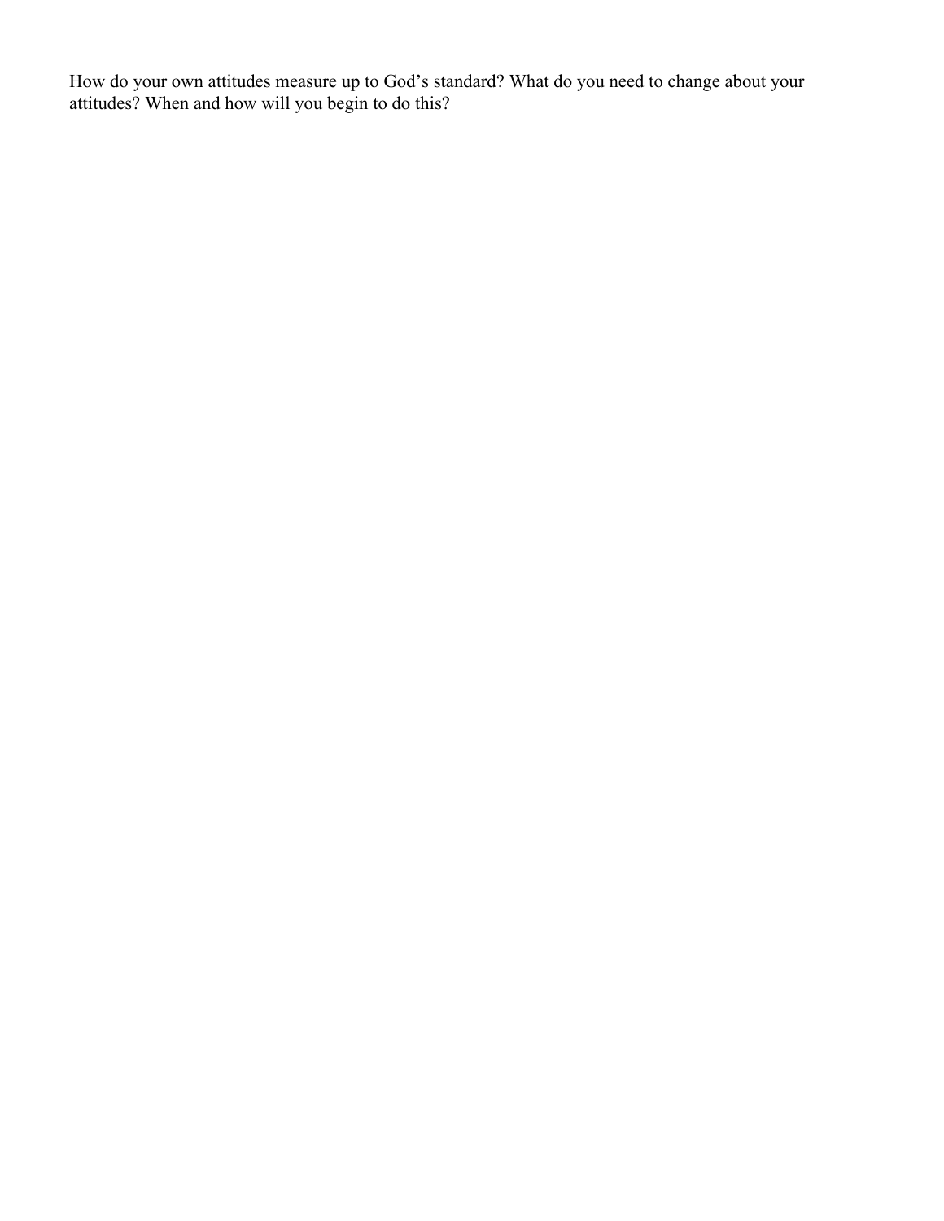How do your own attitudes measure up to God's standard? What do you need to change about your attitudes? When and how will you begin to do this?